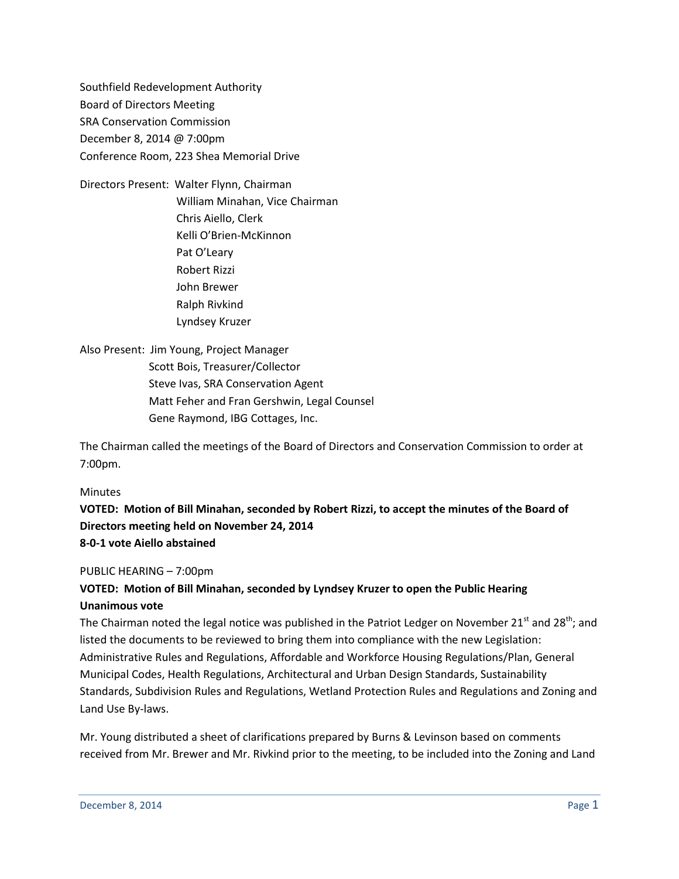Southfield Redevelopment Authority
Board of Directors Meeting
SRA Conservation Commission
December 8, 2014 @ 7:00pm
Conference Room, 223 Shea Memorial Drive

Directors Present: Walter Flynn, Chairman
William Minahan, Vice Chairman
Chris Aiello, Clerk
Kelli O'Brien-McKinnon
Pat O'Leary
Robert Rizzi
John Brewer
Ralph Rivkind
Lyndsey Kruzer

Also Present: Jim Young, Project Manager
Scott Bois, Treasurer/Collector
Steve Ivas, SRA Conservation Agent
Matt Feher and Fran Gershwin, Legal Counsel
Gene Raymond, IBG Cottages, Inc.

The Chairman called the meetings of the Board of Directors and Conservation Commission to order at 7:00pm.

Minutes

**VOTED: Motion of Bill Minahan, seconded by Robert Rizzi, to accept the minutes of the Board of Directors meeting held on November 24, 2014**
**8-0-1 vote Aiello abstained**

PUBLIC HEARING – 7:00pm

**VOTED: Motion of Bill Minahan, seconded by Lyndsey Kruzer to open the Public Hearing**
**Unanimous vote**

The Chairman noted the legal notice was published in the Patriot Ledger on November 21st and 28th; and listed the documents to be reviewed to bring them into compliance with the new Legislation: Administrative Rules and Regulations, Affordable and Workforce Housing Regulations/Plan, General Municipal Codes, Health Regulations, Architectural and Urban Design Standards, Sustainability Standards, Subdivision Rules and Regulations, Wetland Protection Rules and Regulations and Zoning and Land Use By-laws.

Mr. Young distributed a sheet of clarifications prepared by Burns & Levinson based on comments received from Mr. Brewer and Mr. Rivkind prior to the meeting, to be included into the Zoning and Land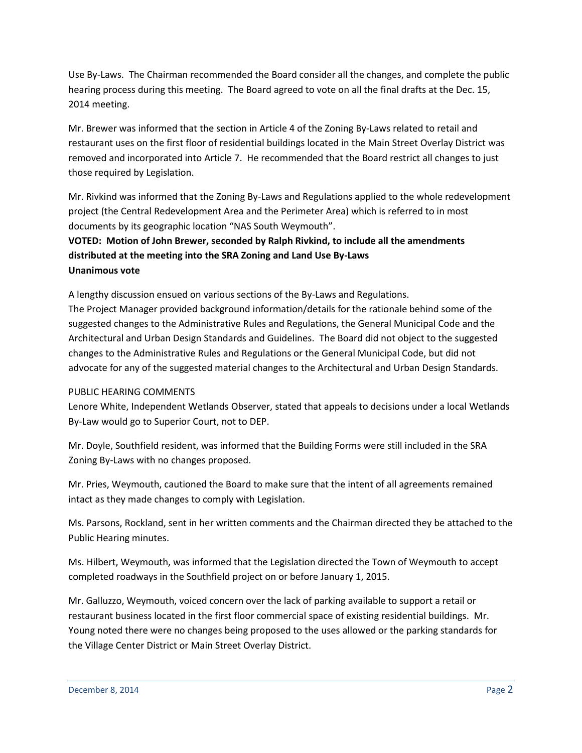Use By-Laws. The Chairman recommended the Board consider all the changes, and complete the public hearing process during this meeting. The Board agreed to vote on all the final drafts at the Dec. 15, 2014 meeting.

Mr. Brewer was informed that the section in Article 4 of the Zoning By-Laws related to retail and restaurant uses on the first floor of residential buildings located in the Main Street Overlay District was removed and incorporated into Article 7. He recommended that the Board restrict all changes to just those required by Legislation.

Mr. Rivkind was informed that the Zoning By-Laws and Regulations applied to the whole redevelopment project (the Central Redevelopment Area and the Perimeter Area) which is referred to in most documents by its geographic location "NAS South Weymouth".

**VOTED: Motion of John Brewer, seconded by Ralph Rivkind, to include all the amendments distributed at the meeting into the SRA Zoning and Land Use By-Laws**
**Unanimous vote**

A lengthy discussion ensued on various sections of the By-Laws and Regulations.
The Project Manager provided background information/details for the rationale behind some of the suggested changes to the Administrative Rules and Regulations, the General Municipal Code and the Architectural and Urban Design Standards and Guidelines. The Board did not object to the suggested changes to the Administrative Rules and Regulations or the General Municipal Code, but did not advocate for any of the suggested material changes to the Architectural and Urban Design Standards.

PUBLIC HEARING COMMENTS

Lenore White, Independent Wetlands Observer, stated that appeals to decisions under a local Wetlands By-Law would go to Superior Court, not to DEP.

Mr. Doyle, Southfield resident, was informed that the Building Forms were still included in the SRA Zoning By-Laws with no changes proposed.

Mr. Pries, Weymouth, cautioned the Board to make sure that the intent of all agreements remained intact as they made changes to comply with Legislation.

Ms. Parsons, Rockland, sent in her written comments and the Chairman directed they be attached to the Public Hearing minutes.

Ms. Hilbert, Weymouth, was informed that the Legislation directed the Town of Weymouth to accept completed roadways in the Southfield project on or before January 1, 2015.

Mr. Galluzzo, Weymouth, voiced concern over the lack of parking available to support a retail or restaurant business located in the first floor commercial space of existing residential buildings. Mr. Young noted there were no changes being proposed to the uses allowed or the parking standards for the Village Center District or Main Street Overlay District.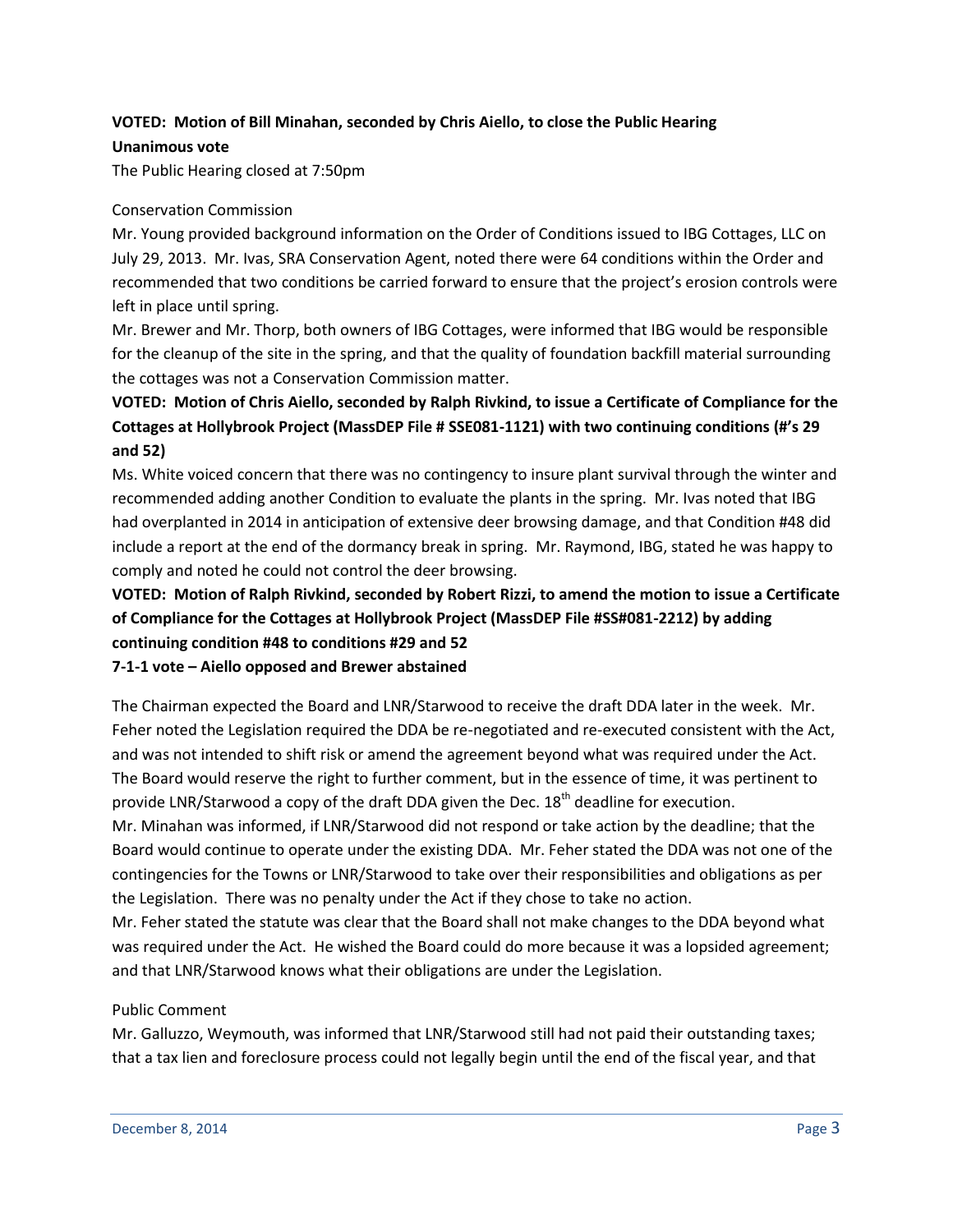**VOTED: Motion of Bill Minahan, seconded by Chris Aiello, to close the Public Hearing**
**Unanimous vote**

The Public Hearing closed at 7:50pm

Conservation Commission

Mr. Young provided background information on the Order of Conditions issued to IBG Cottages, LLC on July 29, 2013. Mr. Ivas, SRA Conservation Agent, noted there were 64 conditions within the Order and recommended that two conditions be carried forward to ensure that the project's erosion controls were left in place until spring.

Mr. Brewer and Mr. Thorp, both owners of IBG Cottages, were informed that IBG would be responsible for the cleanup of the site in the spring, and that the quality of foundation backfill material surrounding the cottages was not a Conservation Commission matter.

**VOTED: Motion of Chris Aiello, seconded by Ralph Rivkind, to issue a Certificate of Compliance for the Cottages at Hollybrook Project (MassDEP File # SSE081-1121) with two continuing conditions (#'s 29 and 52)**

Ms. White voiced concern that there was no contingency to insure plant survival through the winter and recommended adding another Condition to evaluate the plants in the spring. Mr. Ivas noted that IBG had overplanted in 2014 in anticipation of extensive deer browsing damage, and that Condition #48 did include a report at the end of the dormancy break in spring. Mr. Raymond, IBG, stated he was happy to comply and noted he could not control the deer browsing.

**VOTED: Motion of Ralph Rivkind, seconded by Robert Rizzi, to amend the motion to issue a Certificate of Compliance for the Cottages at Hollybrook Project (MassDEP File #SS#081-2212) by adding continuing condition #48 to conditions #29 and 52**
**7-1-1 vote – Aiello opposed and Brewer abstained**

The Chairman expected the Board and LNR/Starwood to receive the draft DDA later in the week. Mr. Feher noted the Legislation required the DDA be re-negotiated and re-executed consistent with the Act, and was not intended to shift risk or amend the agreement beyond what was required under the Act. The Board would reserve the right to further comment, but in the essence of time, it was pertinent to provide LNR/Starwood a copy of the draft DDA given the Dec. 18th deadline for execution.

Mr. Minahan was informed, if LNR/Starwood did not respond or take action by the deadline; that the Board would continue to operate under the existing DDA. Mr. Feher stated the DDA was not one of the contingencies for the Towns or LNR/Starwood to take over their responsibilities and obligations as per the Legislation. There was no penalty under the Act if they chose to take no action.

Mr. Feher stated the statute was clear that the Board shall not make changes to the DDA beyond what was required under the Act. He wished the Board could do more because it was a lopsided agreement; and that LNR/Starwood knows what their obligations are under the Legislation.

Public Comment

Mr. Galluzzo, Weymouth, was informed that LNR/Starwood still had not paid their outstanding taxes; that a tax lien and foreclosure process could not legally begin until the end of the fiscal year, and that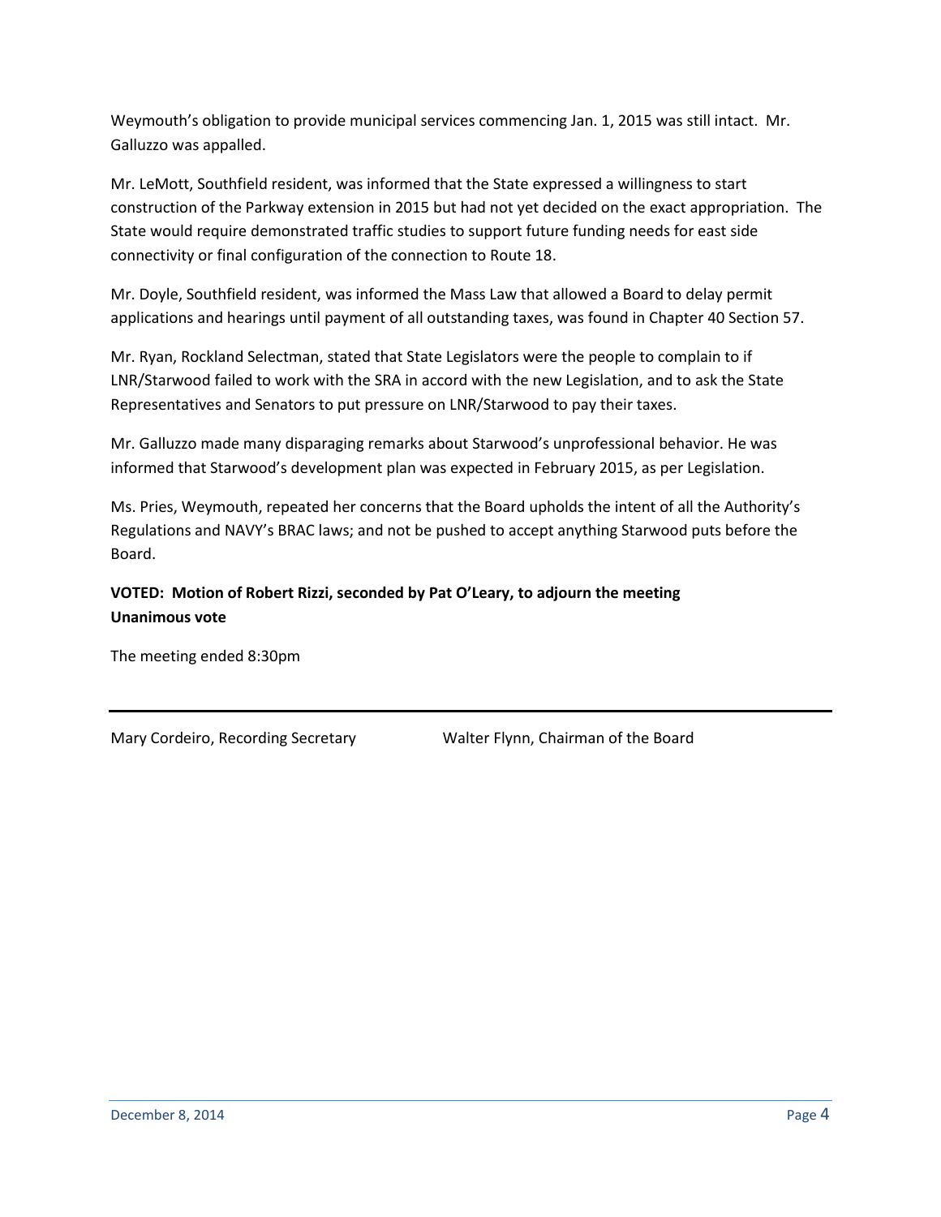Weymouth's obligation to provide municipal services commencing Jan. 1, 2015 was still intact. Mr. Galluzzo was appalled.

Mr. LeMott, Southfield resident, was informed that the State expressed a willingness to start construction of the Parkway extension in 2015 but had not yet decided on the exact appropriation. The State would require demonstrated traffic studies to support future funding needs for east side connectivity or final configuration of the connection to Route 18.

Mr. Doyle, Southfield resident, was informed the Mass Law that allowed a Board to delay permit applications and hearings until payment of all outstanding taxes, was found in Chapter 40 Section 57.

Mr. Ryan, Rockland Selectman, stated that State Legislators were the people to complain to if LNR/Starwood failed to work with the SRA in accord with the new Legislation, and to ask the State Representatives and Senators to put pressure on LNR/Starwood to pay their taxes.

Mr. Galluzzo made many disparaging remarks about Starwood's unprofessional behavior. He was informed that Starwood's development plan was expected in February 2015, as per Legislation.

Ms. Pries, Weymouth, repeated her concerns that the Board upholds the intent of all the Authority's Regulations and NAVY's BRAC laws; and not be pushed to accept anything Starwood puts before the Board.

**VOTED: Motion of Robert Rizzi, seconded by Pat O'Leary, to adjourn the meeting**
**Unanimous vote**

The meeting ended 8:30pm

---

Mary Cordeiro, Recording Secretary Walter Flynn, Chairman of the Board